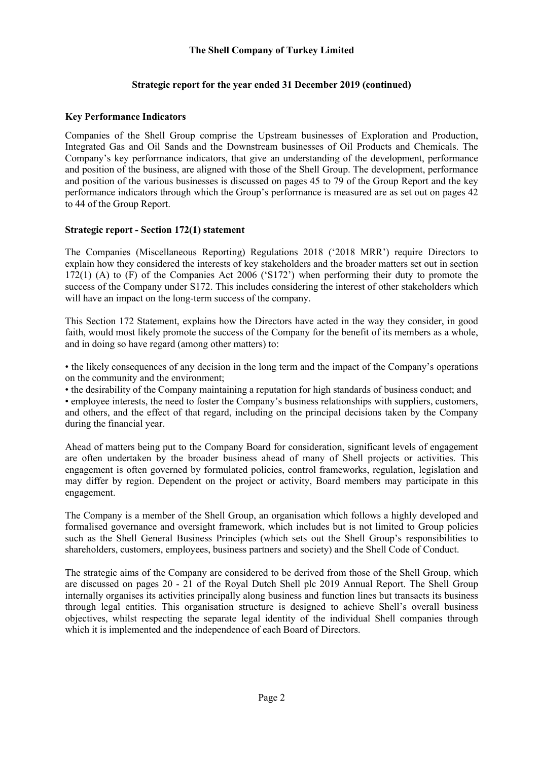# The Shell Company of Turkey Limited

## Strategic report for the year ended 31 December 2019 (continued)

### Key Performance Indicators

Companies of the Shell Group comprise the Upstream businesses of Exploration and Production, Integrated Gas and Oil Sands and the Downstream businesses of Oil Products and Chemicals. The Company's key performance indicators, that give an understanding of the development, performance and position of the business, are aligned with those of the Shell Group. The development, performance and position of the various businesses is discussed on pages 45 to 79 of the Group Report and the key performance indicators through which the Group's performance is measured are as set out on pages 42 to 44 of the Group Report.

### Strategic report - Section 172(1) statement

The Companies (Miscellaneous Reporting) Regulations 2018 ('2018 MRR') require Directors to explain how they considered the interests of key stakeholders and the broader matters set out in section 172(1) (A) to (F) of the Companies Act 2006 ('S172') when performing their duty to promote the success of the Company under S172. This includes considering the interest of other stakeholders which will have an impact on the long-term success of the company.

This Section 172 Statement, explains how the Directors have acted in the way they consider, in good faith, would most likely promote the success of the Company for the benefit of its members as a whole, and in doing so have regard (among other matters) to:

- the likely consequences of any decision in the long term and the impact of the Company's operations on the community and the environment;
- the desirability of the Company maintaining a reputation for high standards of business conduct; and
- employee interests, the need to foster the Company's business relationships with suppliers, customers, and others, and the effect of that regard, including on the principal decisions taken by the Company during the financial year.

Ahead of matters being put to the Company Board for consideration, significant levels of engagement are often undertaken by the broader business ahead of many of Shell projects or activities. This engagement is often governed by formulated policies, control frameworks, regulation, legislation and may differ by region. Dependent on the project or activity, Board members may participate in this engagement.

The Company is a member of the Shell Group, an organisation which follows a highly developed and formalised governance and oversight framework, which includes but is not limited to Group policies such as the Shell General Business Principles (which sets out the Shell Group's responsibilities to shareholders, customers, employees, business partners and society) and the Shell Code of Conduct.

The strategic aims of the Company are considered to be derived from those of the Shell Group, which are discussed on pages 20 - 21 of the Royal Dutch Shell plc 2019 Annual Report. The Shell Group internally organises its activities principally along business and function lines but transacts its business through legal entities. This organisation structure is designed to achieve Shell's overall business objectives, whilst respecting the separate legal identity of the individual Shell companies through which it is implemented and the independence of each Board of Directors.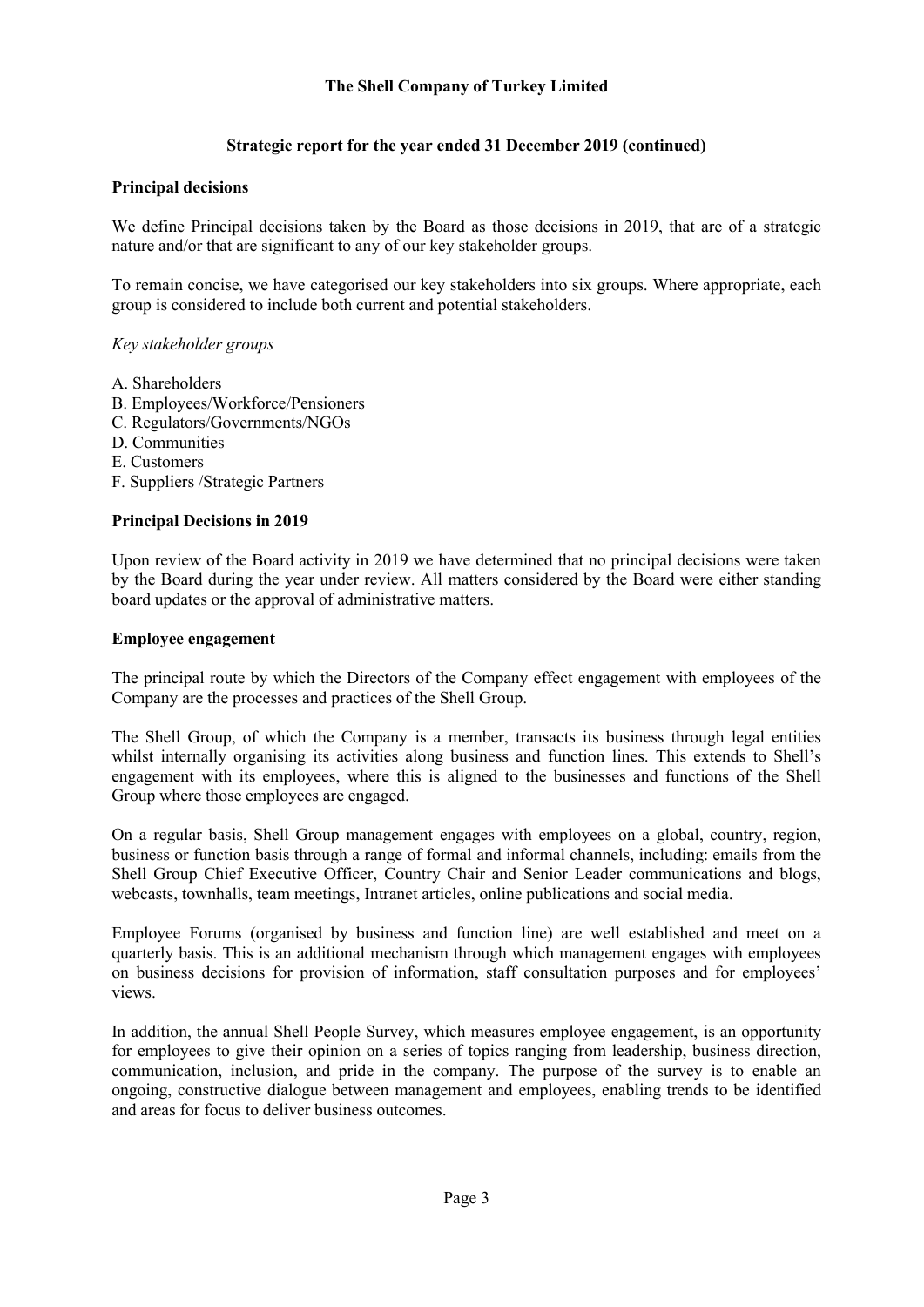# The Shell Company of Turkey Limited

## Strategic report for the year ended 31 December 2019 (continued)

### Principal decisions

We define Principal decisions taken by the Board as those decisions in 2019, that are of a strategic nature and/or that are significant to any of our key stakeholder groups.

To remain concise, we have categorised our key stakeholders into six groups. Where appropriate, each group is considered to include both current and potential stakeholders.

*Key stakeholder groups*

A. Shareholders
B. Employees/Workforce/Pensioners
C. Regulators/Governments/NGOs
D. Communities
E. Customers
F. Suppliers /Strategic Partners

### Principal Decisions in 2019

Upon review of the Board activity in 2019 we have determined that no principal decisions were taken by the Board during the year under review. All matters considered by the Board were either standing board updates or the approval of administrative matters.

### Employee engagement

The principal route by which the Directors of the Company effect engagement with employees of the Company are the processes and practices of the Shell Group.

The Shell Group, of which the Company is a member, transacts its business through legal entities whilst internally organising its activities along business and function lines. This extends to Shell's engagement with its employees, where this is aligned to the businesses and functions of the Shell Group where those employees are engaged.

On a regular basis, Shell Group management engages with employees on a global, country, region, business or function basis through a range of formal and informal channels, including: emails from the Shell Group Chief Executive Officer, Country Chair and Senior Leader communications and blogs, webcasts, townhalls, team meetings, Intranet articles, online publications and social media.

Employee Forums (organised by business and function line) are well established and meet on a quarterly basis. This is an additional mechanism through which management engages with employees on business decisions for provision of information, staff consultation purposes and for employees' views.

In addition, the annual Shell People Survey, which measures employee engagement, is an opportunity for employees to give their opinion on a series of topics ranging from leadership, business direction, communication, inclusion, and pride in the company. The purpose of the survey is to enable an ongoing, constructive dialogue between management and employees, enabling trends to be identified and areas for focus to deliver business outcomes.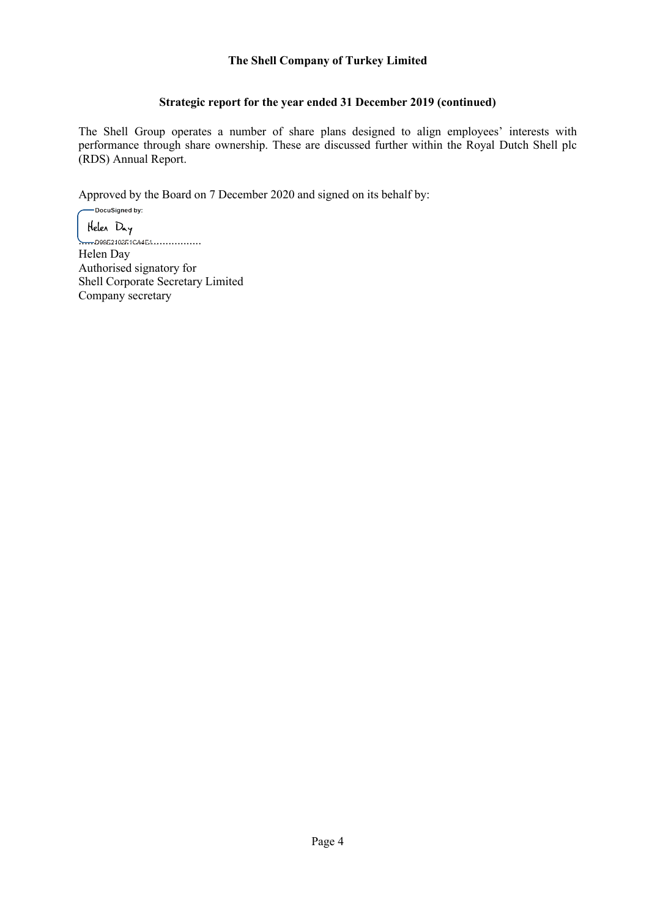# The Shell Company of Turkey Limited

## Strategic report for the year ended 31 December 2019 (continued)

The Shell Group operates a number of share plans designed to align employees' interests with performance through share ownership. These are discussed further within the Royal Dutch Shell plc (RDS) Annual Report.

Approved by the Board on 7 December 2020 and signed on its behalf by:

DocuSigned by:
Helen Day
D98E2102F1CA4E1

Helen Day
Authorised signatory for
Shell Corporate Secretary Limited
Company secretary